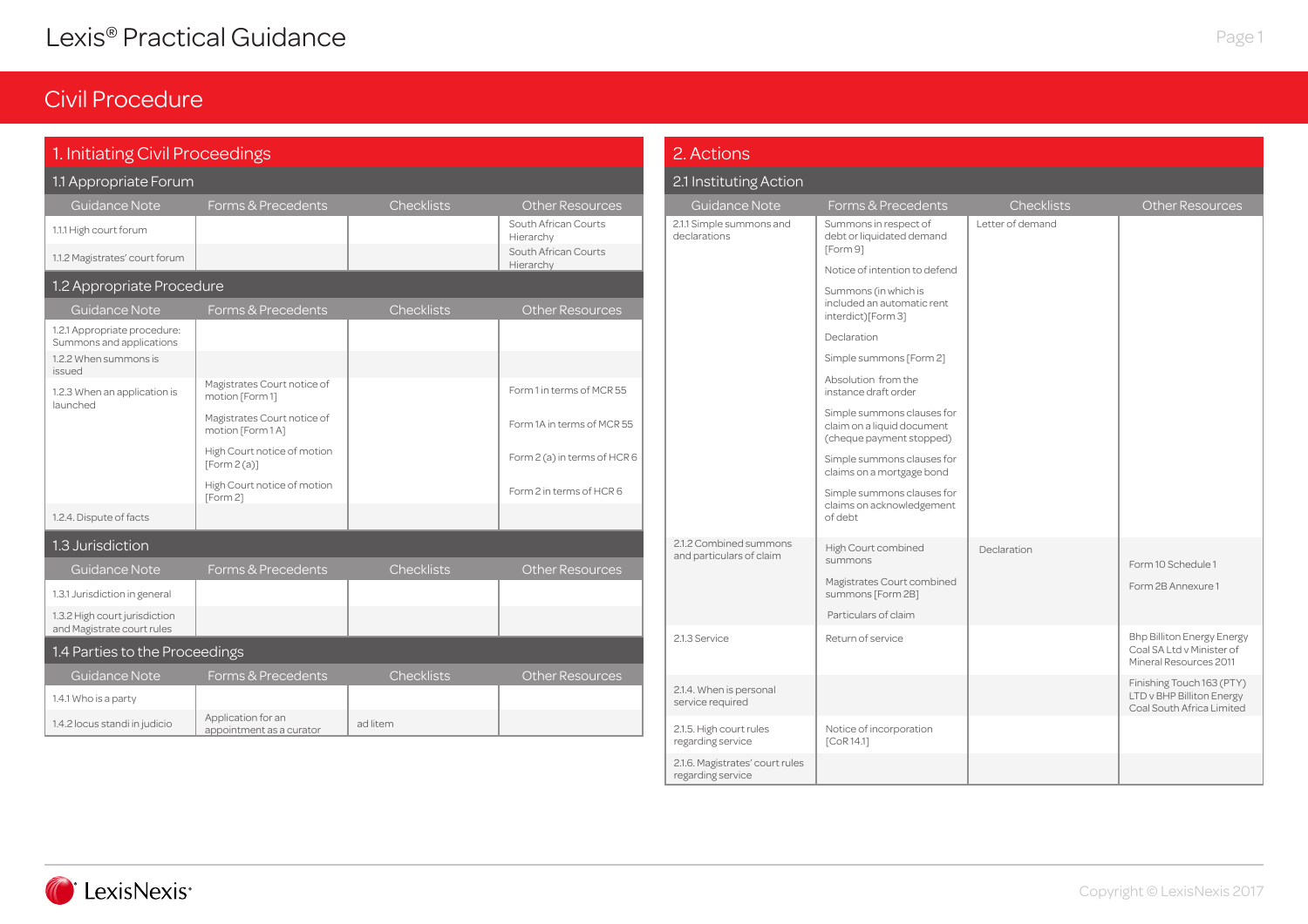# Lexis® Practical Guidance

## Civil Procedure

### 1. Initiating Civil Proceedings

#### 1.1 Appropriate Forum

| Guidance Note | Forms & Precedents | Checklists | Other Resources |
|---|---|---|---|
| 1.1.1 High court forum | | | South African Courts Hierarchy |
| 1.1.2 Magistrates' court forum | | | South African Courts Hierarchy |

#### 1.2 Appropriate Procedure

| Guidance Note | Forms & Precedents | Checklists | Other Resources |
|---|---|---|---|
| 1.2.1 Appropriate procedure: Summons and applications | | | |
| 1.2.2 When summons is issued | | | |
| 1.2.3 When an application is launched | Magistrates Court notice of motion [Form 1] | | Form 1 in terms of MCR 55 |
| | Magistrates Court notice of motion [Form 1 A] | | Form 1A in terms of MCR 55 |
| | High Court notice of motion [Form 2 (a)] | | Form 2 (a) in terms of HCR 6 |
| | High Court notice of motion [Form 2] | | Form 2 in terms of HCR 6 |
| 1.2.4. Dispute of facts | | | |

#### 1.3 Jurisdiction

| Guidance Note | Forms & Precedents | Checklists | Other Resources |
|---|---|---|---|
| 1.3.1 Jurisdiction in general | | | |
| 1.3.2 High court jurisdiction and Magistrate court rules | | | |

#### 1.4 Parties to the Proceedings

| Guidance Note | Forms & Precedents | Checklists | Other Resources |
|---|---|---|---|
| 1.4.1 Who is a party | | | |
| 1.4.2 locus standi in judicio | Application for an appointment as a curator | ad litem | |

### 2. Actions

#### 2.1 Instituting Action

| Guidance Note | Forms & Precedents | Checklists | Other Resources |
|---|---|---|---|
| 2.1.1 Simple summons and declarations | Summons in respect of debt or liquidated demand [Form 9] | Letter of demand | |
| | Notice of intention to defend | | |
| | Summons (in which is included an automatic rent interdict)[Form 3] | | |
| | Declaration | | |
| | Simple summons [Form 2] | | |
| | Absolution from the instance draft order | | |
| | Simple summons clauses for claim on a liquid document (cheque payment stopped) | | |
| | Simple summons clauses for claims on a mortgage bond | | |
| | Simple summons clauses for claims on acknowledgement of debt | | |
| 2.1.2 Combined summons and particulars of claim | High Court combined summons | Declaration | Form 10 Schedule 1 |
| | Magistrates Court combined summons [Form 2B] | | Form 2B Annexure 1 |
| | Particulars of claim | | |
| 2.1.3 Service | Return of service | | Bhp Billiton Energy Energy Coal SA Ltd v Minister of Mineral Resources 2011 |
| 2.1.4. When is personal service required | | | Finishing Touch 163 (PTY) LTD v BHP Billiton Energy Coal South Africa Limited |
| 2.1.5. High court rules regarding service | Notice of incorporation [CoR 14.1] | | |
| 2.1.6. Magistrates' court rules regarding service | | | |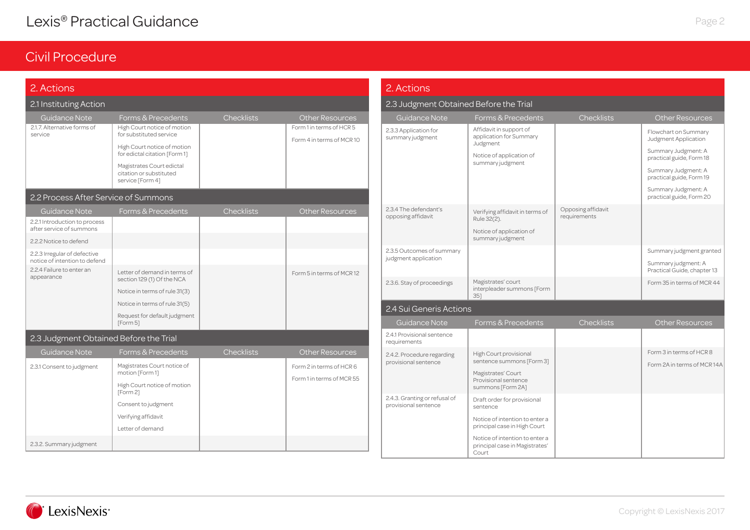# Civil Procedure

## 2. Actions

### 2.1 Instituting Action

| Guidance Note | Forms & Precedents | Checklists | Other Resources |
|---|---|---|---|
| 2.1.7. Alternative forms of service | High Court notice of motion for substituted service<br>High Court notice of motion for edictal citation [Form 1]<br>Magistrates Court edictal citation or substituted service [Form 4] | | Form 1 in terms of HCR 5<br>Form 4 in terms of MCR 10 |

### 2.2 Process After Service of Summons

| Guidance Note | Forms & Precedents | Checklists | Other Resources |
|---|---|---|---|
| 2.2.1 Introduction to process after service of summons | | | |
| 2.2.2 Notice to defend | | | |
| 2.2.3 Irregular of defective notice of intention to defend | | | |
| 2.2.4 Failure to enter an appearance | Letter of demand in terms of section 129 (1) Of the NCA<br>Notice in terms of rule 31(3)<br>Notice in terms of rule 31(5)<br>Request for default judgment [Form 5] | | Form 5 in terms of MCR 12 |

### 2.3 Judgment Obtained Before the Trial

| Guidance Note | Forms & Precedents | Checklists | Other Resources |
|---|---|---|---|
| 2.3.1 Consent to judgment | Magistrates Court notice of motion [Form 1]<br>High Court notice of motion [Form 2]<br>Consent to judgment<br>Verifying affidavit<br>Letter of demand | | Form 2 in terms of HCR 6<br>Form 1 in terms of MCR 55 |
| 2.3.2. Summary judgment | | | |

## 2. Actions

### 2.3 Judgment Obtained Before the Trial

| Guidance Note | Forms & Precedents | Checklists | Other Resources |
|---|---|---|---|
| 2.3.3 Application for summary judgment | Affidavit in support of application for Summary Judgment<br>Notice of application of summary judgment | | Flowchart on Summary Judgment Application<br>Summary Judgment: A practical guide, Form 18<br>Summary Judgment: A practical guide, Form 19<br>Summary Judgment: A practical guide, Form 20 |
| 2.3.4 The defendant's opposing affidavit | Verifying affidavit in terms of Rule 32(2).<br>Notice of application of summary judgment | Opposing affidavit requirements | |
| 2.3.5 Outcomes of summary judgment application | | | Summary judgment granted<br>Summary judgment: A Practical Guide, chapter 13 |
| 2.3.6. Stay of proceedings | Magistrates' court interpleader summons [Form 35] | | Form 35 in terms of MCR 44 |

### 2.4 Sui Generis Actions

| Guidance Note | Forms & Precedents | Checklists | Other Resources |
|---|---|---|---|
| 2.4.1 Provisional sentence requirements | | | |
| 2.4.2. Procedure regarding provisional sentence | High Court provisional sentence summons [Form 3]<br>Magistrates' Court Provisional sentence summons [Form 2A] | | Form 3 in terms of HCR 8<br>Form 2A in terms of MCR 14A |
| 2.4.3. Granting or refusal of provisional sentence | Draft order for provisional sentence<br>Notice of intention to enter a principal case in High Court<br>Notice of intention to enter a principal case in Magistrates' Court | | |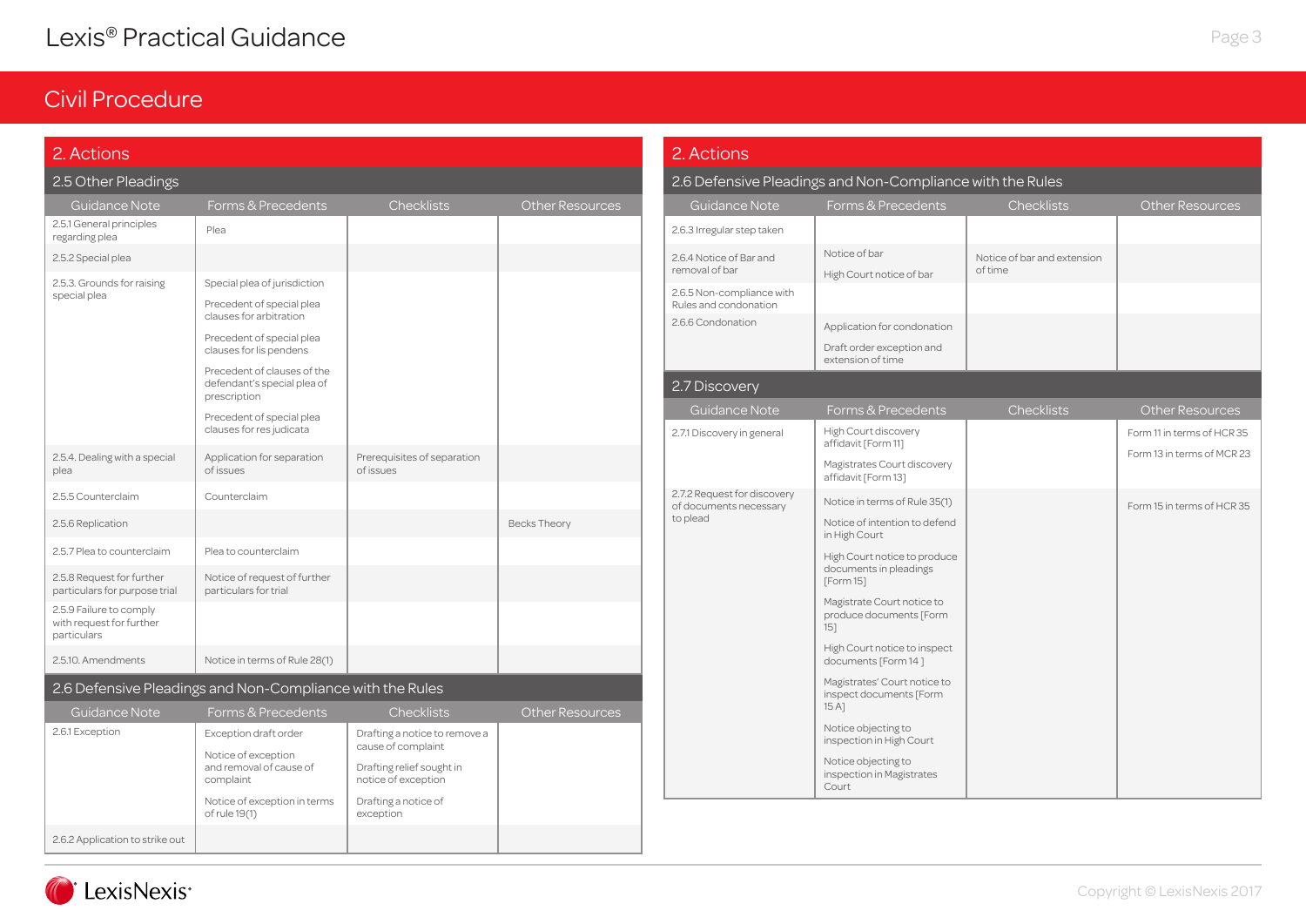# Civil Procedure

## 2. Actions

### 2.5 Other Pleadings

| Guidance Note | Forms & Precedents | Checklists | Other Resources |
|---|---|---|---|
| 2.5.1 General principles regarding plea | Plea | | |
| 2.5.2 Special plea | | | |
| 2.5.3. Grounds for raising special plea | Special plea of jurisdiction<br>Precedent of special plea clauses for arbitration<br>Precedent of special plea clauses for lis pendens<br>Precedent of clauses of the defendant's special plea of prescription<br>Precedent of special plea clauses for res judicata | | |
| 2.5.4. Dealing with a special plea | Application for separation of issues | Prerequisites of separation of issues | |
| 2.5.5 Counterclaim | Counterclaim | | |
| 2.5.6 Replication | | | Becks Theory |
| 2.5.7 Plea to counterclaim | Plea to counterclaim | | |
| 2.5.8 Request for further particulars for purpose trial | Notice of request of further particulars for trial | | |
| 2.5.9 Failure to comply with request for further particulars | | | |
| 2.5.10. Amendments | Notice in terms of Rule 28(1) | | |

### 2.6 Defensive Pleadings and Non-Compliance with the Rules

| Guidance Note | Forms & Precedents | Checklists | Other Resources |
|---|---|---|---|
| 2.6.1 Exception | Exception draft order<br>Notice of exception and removal of cause of complaint<br>Notice of exception in terms of rule 19(1) | Drafting a notice to remove a cause of complaint<br>Drafting relief sought in notice of exception<br>Drafting a notice of exception | |
| 2.6.2 Application to strike out | | | |
| 2.6.3 Irregular step taken | | | |
| 2.6.4 Notice of Bar and removal of bar | Notice of bar<br>High Court notice of bar | Notice of bar and extension of time | |
| 2.6.5 Non-compliance with Rules and condonation | | | |
| 2.6.6 Condonation | Application for condonation<br>Draft order exception and extension of time | | |

### 2.7 Discovery

| Guidance Note | Forms & Precedents | Checklists | Other Resources |
|---|---|---|---|
| 2.7.1 Discovery in general | High Court discovery affidavit [Form 11]<br>Magistrates Court discovery affidavit [Form 13] | | Form 11 in terms of HCR 35<br>Form 13 in terms of MCR 23 |
| 2.7.2 Request for discovery of documents necessary to plead | Notice in terms of Rule 35(1)<br>Notice of intention to defend in High Court<br>High Court notice to produce documents in pleadings [Form 15]<br>Magistrate Court notice to produce documents [Form 15]<br>High Court notice to inspect documents [Form 14 ]<br>Magistrates' Court notice to inspect documents [Form 15 A]<br>Notice objecting to inspection in High Court<br>Notice objecting to inspection in Magistrates Court | | Form 15 in terms of HCR 35 |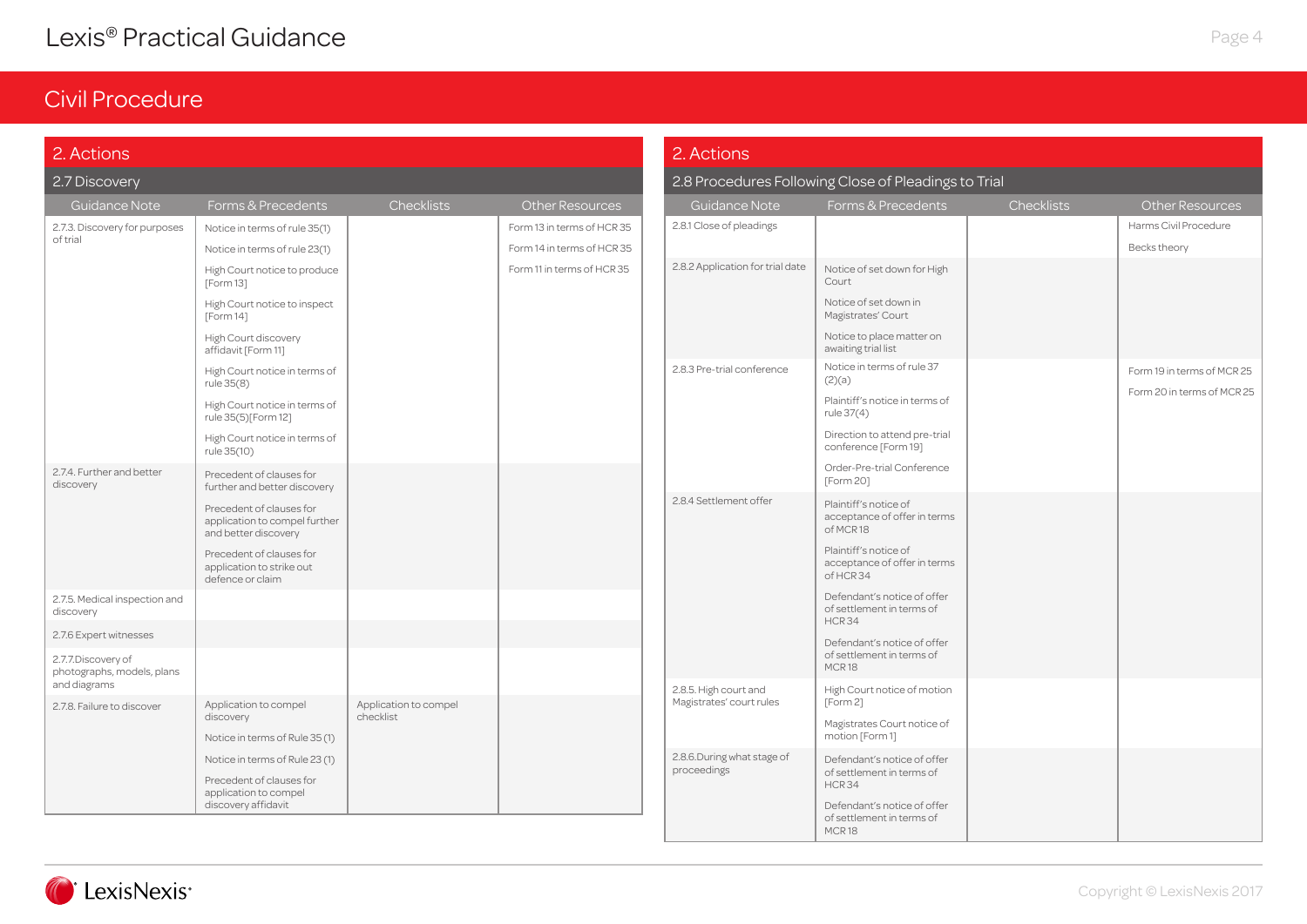# Civil Procedure

## 2. Actions

### 2.7 Discovery

| Guidance Note | Forms & Precedents | Checklists | Other Resources |
|---|---|---|---|
| 2.7.3. Discovery for purposes of trial | Notice in terms of rule 35(1) | | Form 13 in terms of HCR 35 |
| | Notice in terms of rule 23(1) | | Form 14 in terms of HCR 35 |
| | High Court notice to produce [Form 13] | | Form 11 in terms of HCR 35 |
| | High Court notice to inspect [Form 14] | | |
| | High Court discovery affidavit [Form 11] | | |
| | High Court notice in terms of rule 35(8) | | |
| | High Court notice in terms of rule 35(5)[Form 12] | | |
| | High Court notice in terms of rule 35(10) | | |
| 2.7.4. Further and better discovery | Precedent of clauses for further and better discovery | | |
| | Precedent of clauses for application to compel further and better discovery | | |
| | Precedent of clauses for application to strike out defence or claim | | |
| 2.7.5. Medical inspection and discovery | | | |
| 2.7.6 Expert witnesses | | | |
| 2.7.7.Discovery of photographs, models, plans and diagrams | | | |
| 2.7.8. Failure to discover | Application to compel discovery | Application to compel checklist | |
| | Notice in terms of Rule 35 (1) | | |
| | Notice in terms of Rule 23 (1) | | |
| | Precedent of clauses for application to compel discovery affidavit | | |

## 2. Actions

### 2.8 Procedures Following Close of Pleadings to Trial

| Guidance Note | Forms & Precedents | Checklists | Other Resources |
|---|---|---|---|
| 2.8.1 Close of pleadings | | | Harms Civil Procedure |
| | | | Becks theory |
| 2.8.2 Application for trial date | Notice of set down for High Court | | |
| | Notice of set down in Magistrates' Court | | |
| | Notice to place matter on awaiting trial list | | |
| 2.8.3 Pre-trial conference | Notice in terms of rule 37 (2)(a) | | Form 19 in terms of MCR 25 |
| | Plaintiff's notice in terms of rule 37(4) | | Form 20 in terms of MCR 25 |
| | Direction to attend pre-trial conference [Form 19] | | |
| | Order-Pre-trial Conference [Form 20] | | |
| 2.8.4 Settlement offer | Plaintiff's notice of acceptance of offer in terms of MCR 18 | | |
| | Plaintiff's notice of acceptance of offer in terms of HCR 34 | | |
| | Defendant's notice of offer of settlement in terms of HCR 34 | | |
| | Defendant's notice of offer of settlement in terms of MCR 18 | | |
| 2.8.5. High court and Magistrates' court rules | High Court notice of motion [Form 2] | | |
| | Magistrates Court notice of motion [Form 1] | | |
| 2.8.6.During what stage of proceedings | Defendant's notice of offer of settlement in terms of HCR 34 | | |
| | Defendant's notice of offer of settlement in terms of MCR 18 | | |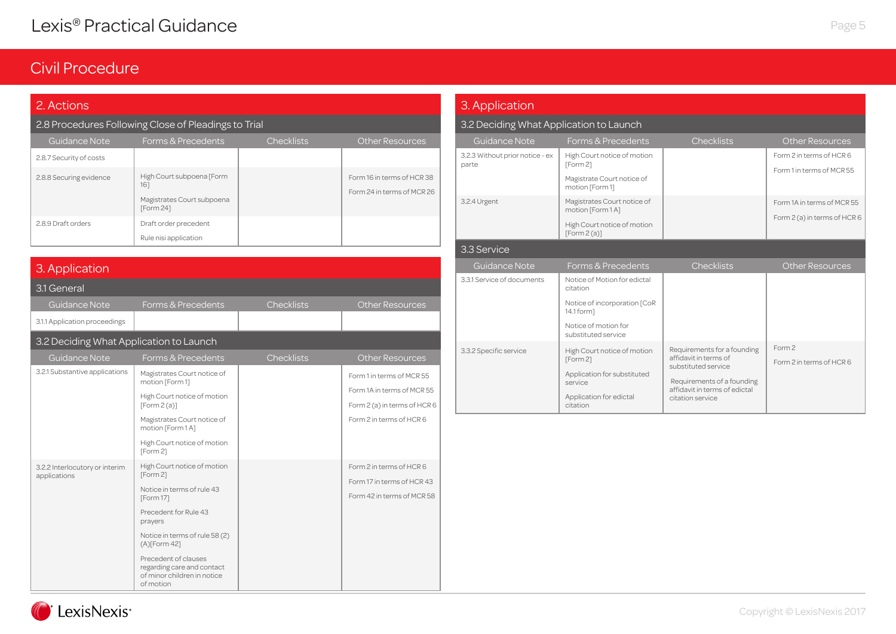# Civil Procedure

## 2. Actions

### 2.8 Procedures Following Close of Pleadings to Trial

| Guidance Note | Forms & Precedents | Checklists | Other Resources |
|---|---|---|---|
| 2.8.7 Security of costs | | | |
| 2.8.8 Securing evidence | High Court subpoena [Form 16]<br>Magistrates Court subpoena [Form 24] | | Form 16 in terms of HCR 38<br>Form 24 in terms of MCR 26 |
| 2.8.9 Draft orders | Draft order precedent<br>Rule nisi application | | |

## 3. Application

### 3.1 General

| Guidance Note | Forms & Precedents | Checklists | Other Resources |
|---|---|---|---|
| 3.1.1 Application proceedings | | | |

### 3.2 Deciding What Application to Launch

| Guidance Note | Forms & Precedents | Checklists | Other Resources |
|---|---|---|---|
| 3.2.1 Substantive applications | Magistrates Court notice of motion [Form 1]<br>High Court notice of motion [Form 2 (a)]<br>Magistrates Court notice of motion [Form 1 A]<br>High Court notice of motion [Form 2] | | Form 1 in terms of MCR 55<br>Form 1A in terms of MCR 55<br>Form 2 (a) in terms of HCR 6<br>Form 2 in terms of HCR 6 |
| 3.2.2 Interlocutory or interim applications | High Court notice of motion [Form 2]<br>Notice in terms of rule 43 [Form 17]<br>Precedent for Rule 43 prayers<br>Notice in terms of rule 58 (2)(A)[Form 42]<br>Precedent of clauses regarding care and contact of minor children in notice of motion | | Form 2 in terms of HCR 6<br>Form 17 in terms of HCR 43<br>Form 42 in terms of MCR 58 |
| 3.2.3 Without prior notice - ex parte | High Court notice of motion [Form 2]<br>Magistrate Court notice of motion [Form 1] | | Form 2 in terms of HCR 6<br>Form 1 in terms of MCR 55 |
| 3.2.4 Urgent | Magistrates Court notice of motion [Form 1 A]<br>High Court notice of motion [Form 2 (a)] | | Form 1A in terms of MCR 55<br>Form 2 (a) in terms of HCR 6 |

### 3.3 Service

| Guidance Note | Forms & Precedents | Checklists | Other Resources |
|---|---|---|---|
| 3.3.1 Service of documents | Notice of Motion for edictal citation<br>Notice of incorporation [CoR 14.1 form]<br>Notice of motion for substituted service | | |
| 3.3.2 Specific service | High Court notice of motion [Form 2]<br>Application for substituted service<br>Application for edictal citation | Requirements for a founding affidavit in terms of substituted service<br>Requirements of a founding affidavit in terms of edictal citation service | Form 2<br>Form 2 in terms of HCR 6 |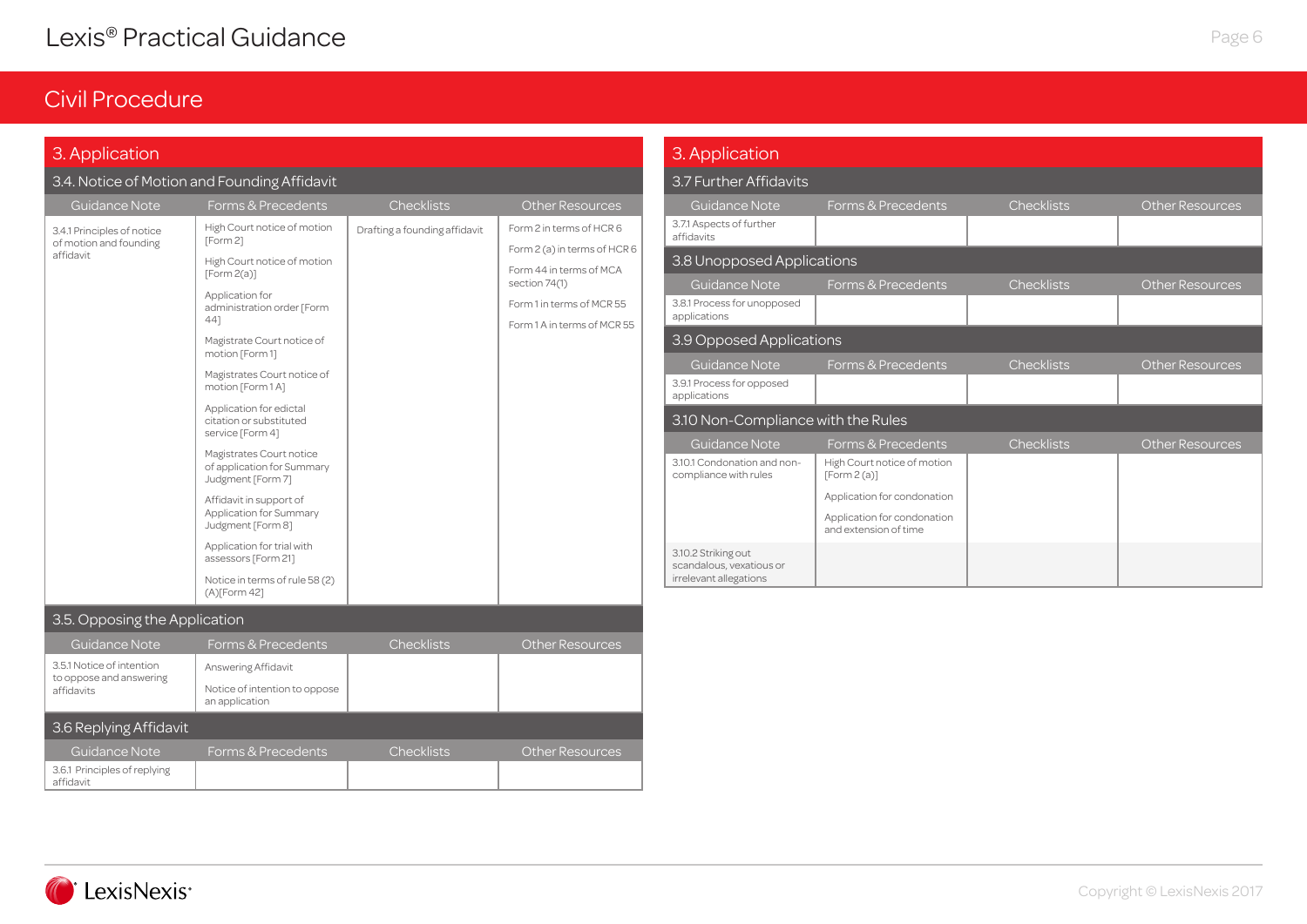# Civil Procedure

## 3. Application

### 3.4. Notice of Motion and Founding Affidavit

| Guidance Note | Forms & Precedents | Checklists | Other Resources |
|---|---|---|---|
| 3.4.1 Principles of notice of motion and founding affidavit | High Court notice of motion [Form 2] | Drafting a founding affidavit | Form 2 in terms of HCR 6 |
| | High Court notice of motion [Form 2(a)] | | Form 2 (a) in terms of HCR 6 |
| | Application for administration order [Form 44] | | Form 44 in terms of MCA section 74(1) |
| | Magistrate Court notice of motion [Form 1] | | Form 1 in terms of MCR 55 |
| | Magistrates Court notice of motion [Form 1 A] | | Form 1 A in terms of MCR 55 |
| | Application for edictal citation or substituted service [Form 4] | | |
| | Magistrates Court notice of application for Summary Judgment [Form 7] | | |
| | Affidavit in support of Application for Summary Judgment [Form 8] | | |
| | Application for trial with assessors [Form 21] | | |
| | Notice in terms of rule 58 (2)(A)[Form 42] | | |

### 3.5. Opposing the Application

| Guidance Note | Forms & Precedents | Checklists | Other Resources |
|---|---|---|---|
| 3.5.1 Notice of intention to oppose and answering affidavits | Answering Affidavit | | |
| | Notice of intention to oppose an application | | |

### 3.6 Replying Affidavit

| Guidance Note | Forms & Precedents | Checklists | Other Resources |
|---|---|---|---|
| 3.6.1 Principles of replying affidavit | | | |

## 3. Application

### 3.7 Further Affidavits

| Guidance Note | Forms & Precedents | Checklists | Other Resources |
|---|---|---|---|
| 3.7.1 Aspects of further affidavits | | | |

### 3.8 Unopposed Applications

| Guidance Note | Forms & Precedents | Checklists | Other Resources |
|---|---|---|---|
| 3.8.1 Process for unopposed applications | | | |

### 3.9 Opposed Applications

| Guidance Note | Forms & Precedents | Checklists | Other Resources |
|---|---|---|---|
| 3.9.1 Process for opposed applications | | | |

### 3.10 Non-Compliance with the Rules

| Guidance Note | Forms & Precedents | Checklists | Other Resources |
|---|---|---|---|
| 3.10.1 Condonation and non-compliance with rules | High Court notice of motion [Form 2 (a)] | | |
| | Application for condonation | | |
| | Application for condonation and extension of time | | |
| 3.10.2 Striking out scandalous, vexatious or irrelevant allegations | | | |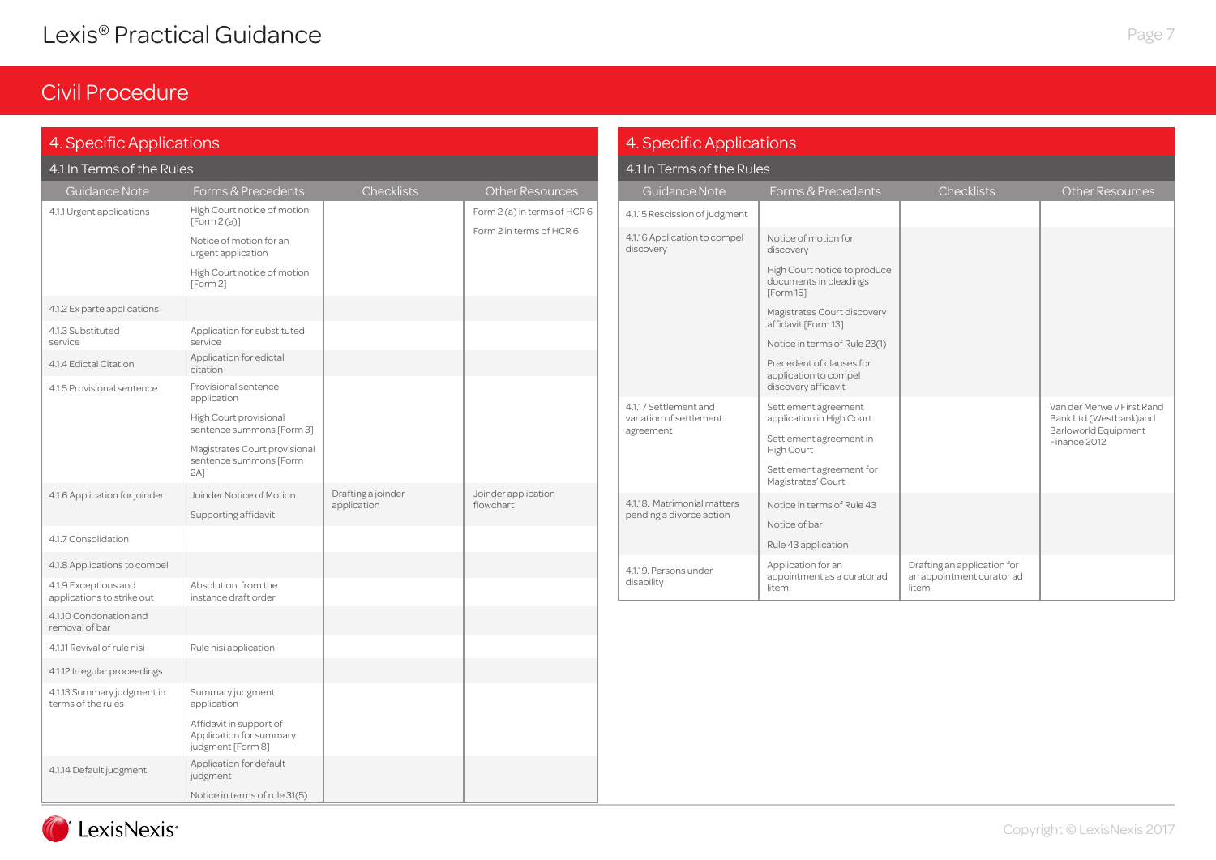# Civil Procedure

## 4. Specific Applications

### 4.1 In Terms of the Rules

| Guidance Note | Forms & Precedents | Checklists | Other Resources |
|---|---|---|---|
| 4.1.1 Urgent applications | High Court notice of motion [Form 2 (a)]<br>Notice of motion for an urgent application<br>High Court notice of motion [Form 2] | | Form 2 (a) in terms of HCR 6<br>Form 2 in terms of HCR 6 |
| 4.1.2 Ex parte applications | | | |
| 4.1.3 Substituted service | Application for substituted service | | |
| 4.1.4 Edictal Citation | Application for edictal citation | | |
| 4.1.5 Provisional sentence | Provisional sentence application<br>High Court provisional sentence summons [Form 3]<br>Magistrates Court provisional sentence summons [Form 2A] | | |
| 4.1.6 Application for joinder | Joinder Notice of Motion<br>Supporting affidavit | Drafting a joinder application | Joinder application flowchart |
| 4.1.7 Consolidation | | | |
| 4.1.8 Applications to compel | | | |
| 4.1.9 Exceptions and applications to strike out | Absolution from the instance draft order | | |
| 4.1.10 Condonation and removal of bar | | | |
| 4.1.11 Revival of rule nisi | Rule nisi application | | |
| 4.1.12 Irregular proceedings | | | |
| 4.1.13 Summary judgment in terms of the rules | Summary judgment application<br>Affidavit in support of Application for summary judgment [Form 8] | | |
| 4.1.14 Default judgment | Application for default judgment<br>Notice in terms of rule 31(5) | | |
| 4.1.15 Rescission of judgment | | | |
| 4.1.16 Application to compel discovery | Notice of motion for discovery<br>High Court notice to produce documents in pleadings [Form 15]<br>Magistrates Court discovery affidavit [Form 13]<br>Notice in terms of Rule 23(1)<br>Precedent of clauses for application to compel discovery affidavit | | |
| 4.1.17 Settlement and variation of settlement agreement | Settlement agreement application in High Court<br>Settlement agreement in High Court<br>Settlement agreement for Magistrates' Court | | Van der Merwe v First Rand Bank Ltd (Westbank)and Barloworld Equipment Finance 2012 |
| 4.1.18. Matrimonial matters pending a divorce action | Notice in terms of Rule 43<br>Notice of bar<br>Rule 43 application | | |
| 4.1.19. Persons under disability | Application for an appointment as a curator ad litem | Drafting an application for an appointment curator ad litem | |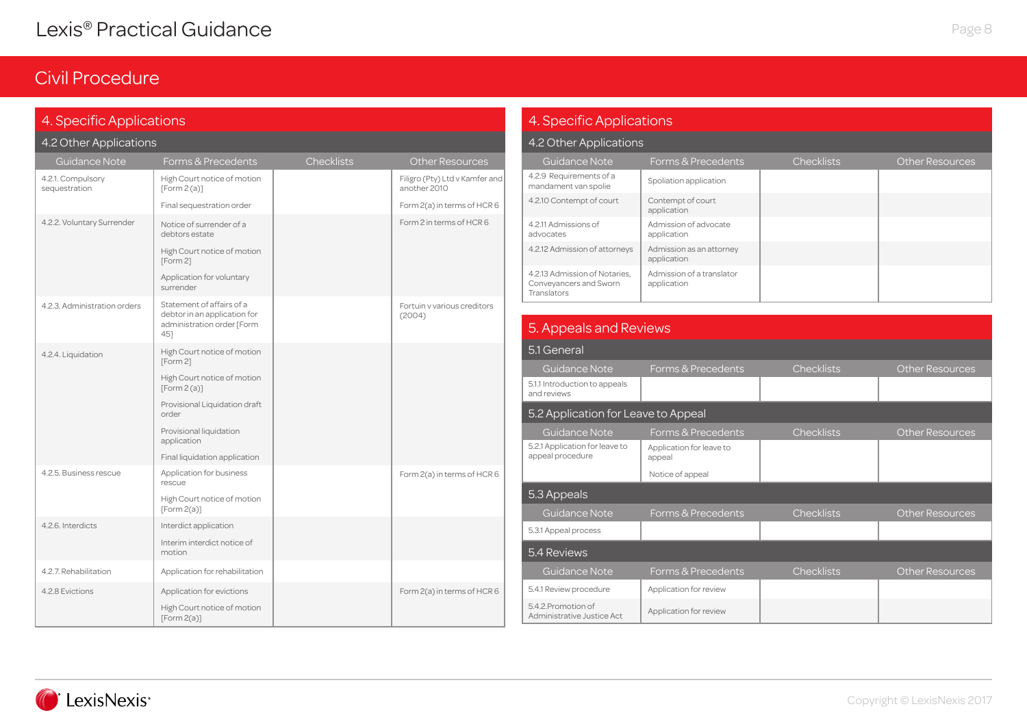## Civil Procedure

### 4. Specific Applications

#### 4.2 Other Applications

| Guidance Note | Forms & Precedents | Checklists | Other Resources |
|---|---|---|---|
| 4.2.1. Compulsory sequestration | High Court notice of motion [Form 2 (a)] | | Filigro (Pty) Ltd v Kamfer and another 2010 |
| | Final sequestration order | | Form 2(a) in terms of HCR 6 |
| 4.2.2. Voluntary Surrender | Notice of surrender of a debtors estate | | Form 2 in terms of HCR 6 |
| | High Court notice of motion [Form 2] | | |
| | Application for voluntary surrender | | |
| 4.2.3. Administration orders | Statement of affairs of a debtor in an application for administration order [Form 45] | | Fortuin v various creditors (2004) |
| 4.2.4. Liquidation | High Court notice of motion [Form 2] | | |
| | High Court notice of motion [Form 2 (a)] | | |
| | Provisional Liquidation draft order | | |
| | Provisional liquidation application | | |
| | Final liquidation application | | |
| 4.2.5. Business rescue | Application for business rescue | | Form 2(a) in terms of HCR 6 |
| | High Court notice of motion [Form 2(a)] | | |
| 4.2.6. Interdicts | Interdict application | | |
| | Interim interdict notice of motion | | |
| 4.2.7. Rehabilitation | Application for rehabilitation | | |
| 4.2.8 Evictions | Application for evictions | | Form 2(a) in terms of HCR 6 |
| | High Court notice of motion [Form 2(a)] | | |
| 4.2.9 Requirements of a mandament van spolie | Spoliation application | | |
| 4.2.10 Contempt of court | Contempt of court application | | |
| 4.2.11 Admissions of advocates | Admission of advocate application | | |
| 4.2.12 Admission of attorneys | Admission as an attorney application | | |
| 4.2.13 Admission of Notaries, Conveyancers and Sworn Translators | Admission of a translator application | | |

### 5. Appeals and Reviews

#### 5.1 General

| Guidance Note | Forms & Precedents | Checklists | Other Resources |
|---|---|---|---|
| 5.1.1 Introduction to appeals and reviews | | | |

#### 5.2 Application for Leave to Appeal

| Guidance Note | Forms & Precedents | Checklists | Other Resources |
|---|---|---|---|
| 5.2.1 Application for leave to appeal procedure | Application for leave to appeal | | |
| | Notice of appeal | | |

#### 5.3 Appeals

| Guidance Note | Forms & Precedents | Checklists | Other Resources |
|---|---|---|---|
| 5.3.1 Appeal process | | | |

#### 5.4 Reviews

| Guidance Note | Forms & Precedents | Checklists | Other Resources |
|---|---|---|---|
| 5.4.1 Review procedure | Application for review | | |
| 5.4.2.Promotion of Administrative Justice Act | Application for review | | |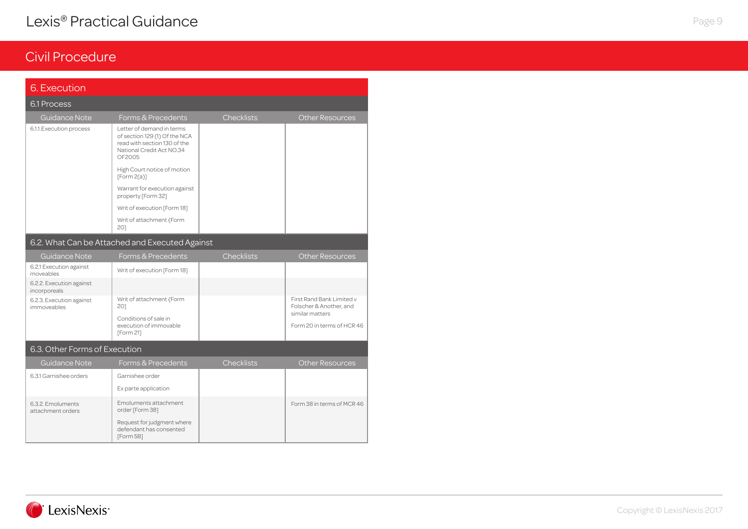# Civil Procedure

## 6. Execution

### 6.1 Process

| Guidance Note | Forms & Precedents | Checklists | Other Resources |
|---|---|---|---|
| 6.1.1.Execution process | Letter of demand in terms of section 129 (1) Of the NCA read with section 130 of the National Credit Act NO.34 OF2005<br><br>High Court notice of motion [Form 2(a)]<br><br>Warrant for execution against property [Form 32]<br><br>Writ of execution [Form 18]<br><br>Writ of attachment (Form 20] | | |

### 6.2. What Can be Attached and Executed Against

| Guidance Note | Forms & Precedents | Checklists | Other Resources |
|---|---|---|---|
| 6.2.1 Execution against moveables | Writ of execution [Form 18] | | |
| 6.2.2. Execution against incorporeals | | | |
| 6.2.3. Execution against immoveables | Writ of attachment (Form 20]<br><br>Conditions of sale in execution of immovable [Form 21] | | First Rand Bank Limited v Folscher & Another, and similar matters<br><br>Form 20 in terms of HCR 46 |

### 6.3. Other Forms of Execution

| Guidance Note | Forms & Precedents | Checklists | Other Resources |
|---|---|---|---|
| 6.3.1 Garnishee orders | Garnishee order<br><br>Ex parte application | | |
| 6.3.2. Emoluments attachment orders | Emoluments attachment order [Form 38]<br><br>Request for judgment where defendant has consented [Form 5B] | | Form 38 in terms of MCR 46 |